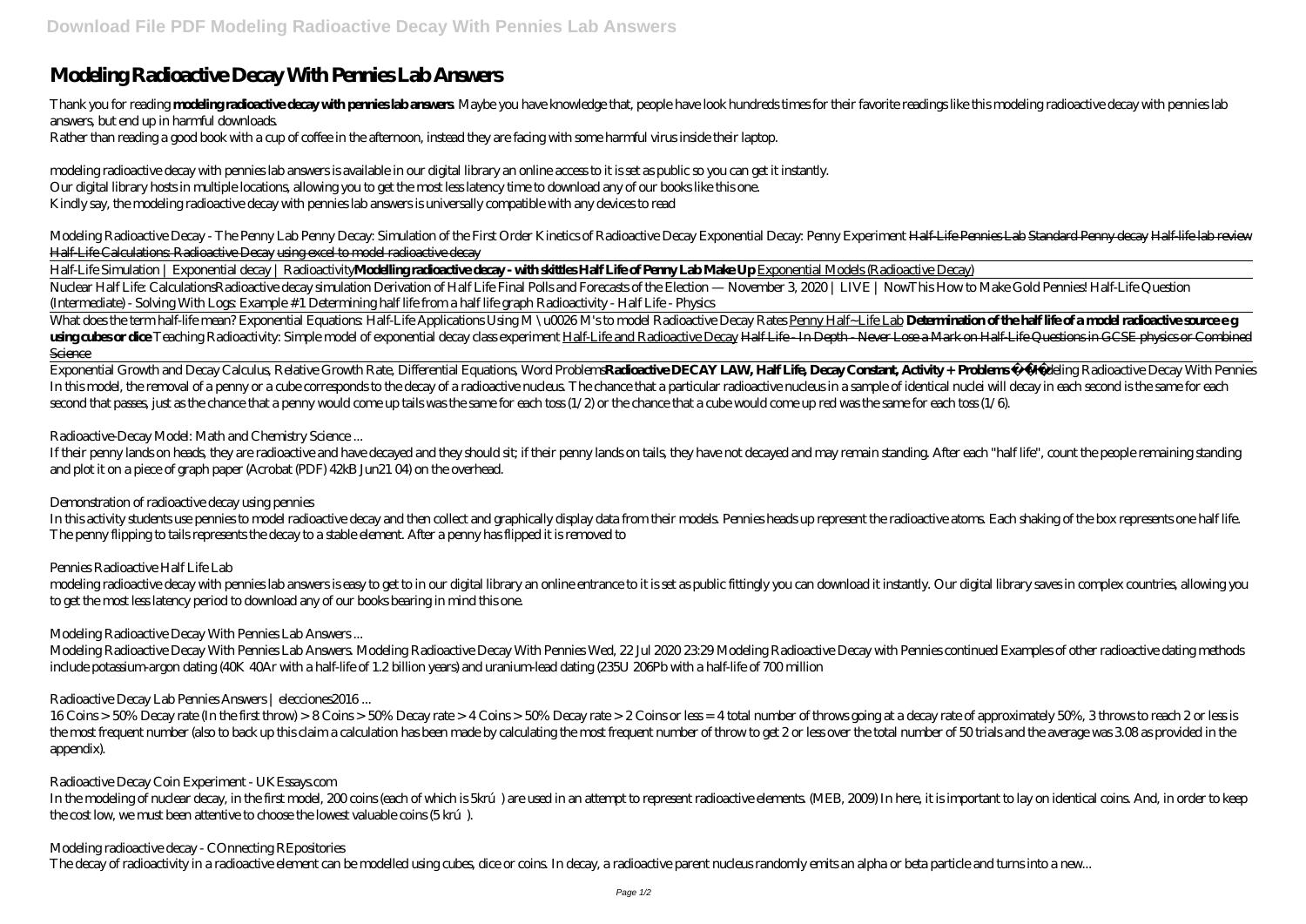# Modeling Radioactive Decay With Pennies Lab Answers

Thank you for reading **modeling radioactive decay with pennies lab answers**. Maybe you have knowledge that, people have look hundreds times for their favorite readings like this modeling radioactive decay with pennies lab answers, but end up in harmful downloads.
Rather than reading a good book with a cup of coffee in the afternoon, instead they are facing with some harmful virus inside their laptop.

modeling radioactive decay with pennies lab answers is available in our digital library an online access to it is set as public so you can get it instantly.
Our digital library hosts in multiple locations, allowing you to get the most less latency time to download any of our books like this one.
Kindly say, the modeling radioactive decay with pennies lab answers is universally compatible with any devices to read

*Modeling Radioactive Decay - The Penny Lab Penny Decay: Simulation of the First Order Kinetics of Radioactive Decay Exponential Decay: Penny Experiment* Half-Life Pennies Lab Standard Penny decay Half-life lab review Half-Life Calculations: Radioactive Decay using excel to model radioactive decay

Half-Life Simulation | Exponential decay | Radioactivity**Modelling radioactive decay - with skittles Half Life of Penny Lab Make Up** Exponential Models (Radioactive Decay)

Nuclear Half Life: Calculations*Radioactive decay simulation Derivation of Half Life Final Polls and Forecasts of the Election — November 3, 2020 | LIVE | NowThis How to Make Gold Pennies! Half-Life Question (Intermediate) - Solving With Logs: Example #1 Determining half life from a half life graph Radioactivity - Half Life - Physics*

What does the term half-life mean? *Exponential Equations: Half-Life Applications Using M \u0026 M's to model Radioactive Decay Rates* Penny Half~Life Lab **Determination of the half life of a model radioactive source e g using cubes or dice** *Teaching Radioactivity: Simple model of exponential decay class experiment* Half-Life and Radioactive Decay Half Life - In Depth - Never Lose a Mark on Half-Life Questions in GCSE physics or Combined Science

Exponential Growth and Decay Calculus, Relative Growth Rate, Differential Equations, Word Problems**Radioactive DECAY LAW, Half Life, Decay Constant, Activity + Problems** *Modeling Radioactive Decay With Pennies*
In this model, the removal of a penny or a cube corresponds to the decay of a radioactive nucleus. The chance that a particular radioactive nucleus in a sample of identical nuclei will decay in each second is the same for each second that passes, just as the chance that a penny would come up tails was the same for each toss (1/2) or the chance that a cube would come up red was the same for each toss (1/6).

*Radioactive-Decay Model: Math and Chemistry Science ...*

If their penny lands on heads, they are radioactive and have decayed and they should sit; if their penny lands on tails, they have not decayed and may remain standing. After each "half life", count the people remaining standing and plot it on a piece of graph paper (Acrobat (PDF) 42kB Jun21 04) on the overhead.

*Demonstration of radioactive decay using pennies*

In this activity students use pennies to model radioactive decay and then collect and graphically display data from their models. Pennies heads up represent the radioactive atoms. Each shaking of the box represents one half life. The penny flipping to tails represents the decay to a stable element. After a penny has flipped it is removed to

*Pennies Radioactive Half Life Lab*

modeling radioactive decay with pennies lab answers is easy to get to in our digital library an online entrance to it is set as public fittingly you can download it instantly. Our digital library saves in complex countries, allowing you to get the most less latency period to download any of our books bearing in mind this one.

*Modeling Radioactive Decay With Pennies Lab Answers ...*

Modeling Radioactive Decay With Pennies Lab Answers. Modeling Radioactive Decay With Pennies Wed, 22 Jul 2020 23:29 Modeling Radioactive Decay with Pennies continued Examples of other radioactive dating methods include potassium-argon dating (40K 40Ar with a half-life of 1.2 billion years) and uranium-lead dating (235U 206Pb with a half-life of 700 million

*Radioactive Decay Lab Pennies Answers | elecciones2016 ...*

16 Coins > 50% Decay rate (In the first throw) > 8 Coins > 50% Decay rate > 4 Coins > 50% Decay rate > 2 Coins or less = 4 total number of throws going at a decay rate of approximately 50%, 3 throws to reach 2 or less is the most frequent number (also to back up this claim a calculation has been made by calculating the most frequent number of throw to get 2 or less over the total number of 50 trials and the average was 3.08 as provided in the appendix).

*Radioactive Decay Coin Experiment - UKEssays.com*

In the modeling of nuclear decay, in the first model, 200 coins (each of which is 5krú) are used in an attempt to represent radioactive elements. (MEB, 2009) In here, it is important to lay on identical coins. And, in order to keep the cost low, we must been attentive to choose the lowest valuable coins (5 krú).

*Modeling radioactive decay - COnnecting REpositories*

The decay of radioactivity in a radioactive element can be modelled using cubes, dice or coins. In decay, a radioactive parent nucleus randomly emits an alpha or beta particle and turns into a new...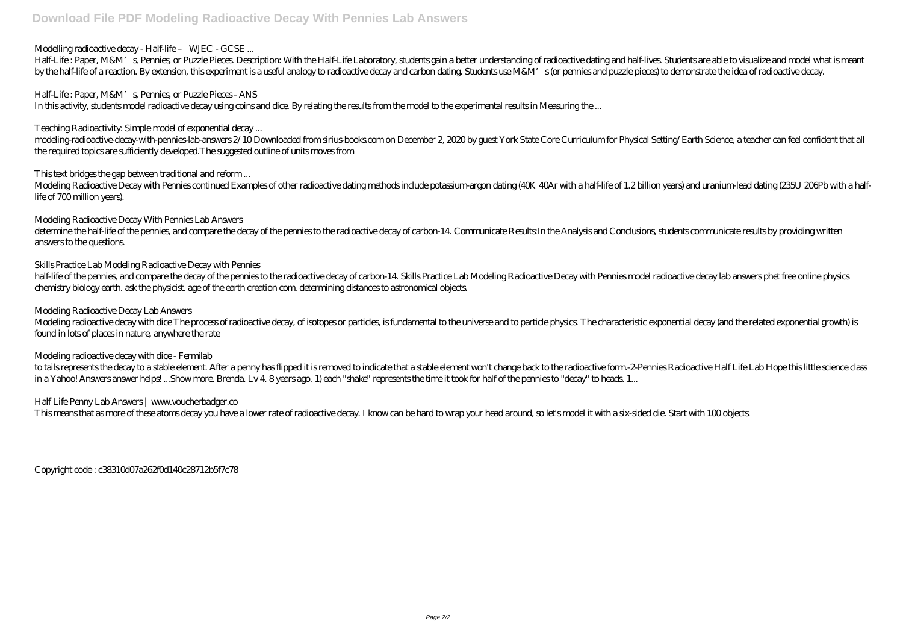*Modelling radioactive decay - Half-life – WJEC - GCSE ...*

Half-Life : Paper, M&M's, Pennies, or Puzzle Pieces. Description: With the Half-Life Laboratory, students gain a better understanding of radioactive dating and half-lives. Students are able to visualize and model what is meant by the half-life of a reaction. By extension, this experiment is a useful analogy to radioactive decay and carbon dating. Students use M&M's (or pennies and puzzle pieces) to demonstrate the idea of radioactive decay.

*Half-Life : Paper, M&M's, Pennies, or Puzzle Pieces - ANS*

In this activity, students model radioactive decay using coins and dice. By relating the results from the model to the experimental results in Measuring the ...

*Teaching Radioactivity: Simple model of exponential decay ...*

modeling-radioactive-decay-with-pennies-lab-answers 2/10 Downloaded from sirius-books.com on December 2, 2020 by guest York State Core Curriculum for Physical Setting/Earth Science, a teacher can feel confident that all the required topics are sufficiently developed.The suggested outline of units moves from

*This text bridges the gap between traditional and reform ...*

Modeling Radioactive Decay with Pennies continued Examples of other radioactive dating methods include potassium-argon dating (40K 40Ar with a half-life of 1.2 billion years) and uranium-lead dating (235U 206Pb with a half-life of 700 million years).

*Modeling Radioactive Decay With Pennies Lab Answers*

determine the half-life of the pennies, and compare the decay of the pennies to the radioactive decay of carbon-14. Communicate Results:In the Analysis and Conclusions, students communicate results by providing written answers to the questions.

*Skills Practice Lab Modeling Radioactive Decay with Pennies*

half-life of the pennies, and compare the decay of the pennies to the radioactive decay of carbon-14. Skills Practice Lab Modeling Radioactive Decay with Pennies model radioactive decay lab answers phet free online physics chemistry biology earth. ask the physicist. age of the earth creation com. determining distances to astronomical objects.

*Modeling Radioactive Decay Lab Answers*

Modeling radioactive decay with dice The process of radioactive decay, of isotopes or particles, is fundamental to the universe and to particle physics. The characteristic exponential decay (and the related exponential growth) is found in lots of places in nature, anywhere the rate

*Modeling radioactive decay with dice - Fermilab*

to tails represents the decay to a stable element. After a penny has flipped it is removed to indicate that a stable element won't change back to the radioactive form.-2-Pennies Radioactive Half Life Lab Hope this little science class in a Yahoo! Answers answer helps! ...Show more. Brenda. Lv 4. 8 years ago. 1) each "shake" represents the time it took for half of the pennies to "decay" to heads. 1...

*Half Life Penny Lab Answers | www.voucherbadger.co*

This means that as more of these atoms decay you have a lower rate of radioactive decay. I know can be hard to wrap your head around, so let's model it with a six-sided die. Start with 100 objects.

Copyright code : c38310d07a262f0d140c28712b5f7c78